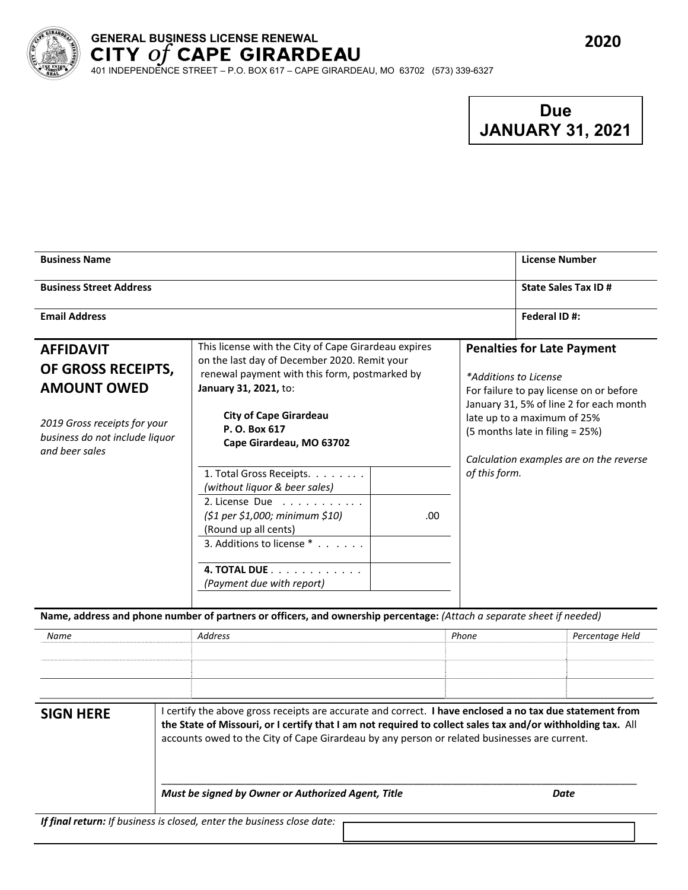# GENERAL BUSINESS LICENSE RENEWAL

## CITY *of* CAPE GIRARDEAU

401 INDEPENDENCE STREET – P.O. BOX 617 – CAPE GIRARDEAU, MO 63702 (573) 339-6327

**2020**

**Due JANUARY 31, 2021**

| **Business Name** | **License Number** |
|---|---|
| **Business Street Address** | **State Sales Tax ID #** |
| **Email Address** | **Federal ID #:** |

## AFFIDAVIT OF GROSS RECEIPTS, AMOUNT OWED

*2019 Gross receipts for your business do not include liquor and beer sales*

This license with the City of Cape Girardeau expires on the last day of December 2020. Remit your renewal payment with this form, postmarked by **January 31, 2021,** to:

**City of Cape Girardeau**
**P. O. Box 617**
**Cape Girardeau, MO 63702**

| | |
|---|---|
| 1. Total Gross Receipts. . . . . . . . *(without liquor & beer sales)* | |
| 2. License Due . . . . . . . . . . . *($1 per $1,000; minimum $10)* (Round up all cents) | .00 |
| 3. Additions to license * . . . . . . | |
| **4. TOTAL DUE** . . . . . . . . . . . . *(Payment due with report)* | |

### Penalties for Late Payment

*\*Additions to License*

For failure to pay license on or before January 31, 5% of line 2 for each month late up to a maximum of 25% (5 months late in filing = 25%)

*Calculation examples are on the reverse of this form.*

**Name, address and phone number of partners or officers, and ownership percentage:** *(Attach a separate sheet if needed)*

| *Name* | *Address* | *Phone* | *Percentage Held* |
|---|---|---|---|
| | | | |
| | | | |
| | | | |

**SIGN HERE**

I certify the above gross receipts are accurate and correct. **I have enclosed a no tax due statement from the State of Missouri, or I certify that I am not required to collect sales tax and/or withholding tax.** All accounts owed to the City of Cape Girardeau by any person or related businesses are current.

______________________________________________________________________

***Must be signed by Owner or Authorized Agent, Title*** ***Date***

***If final return:*** *If business is closed, enter the business close date:*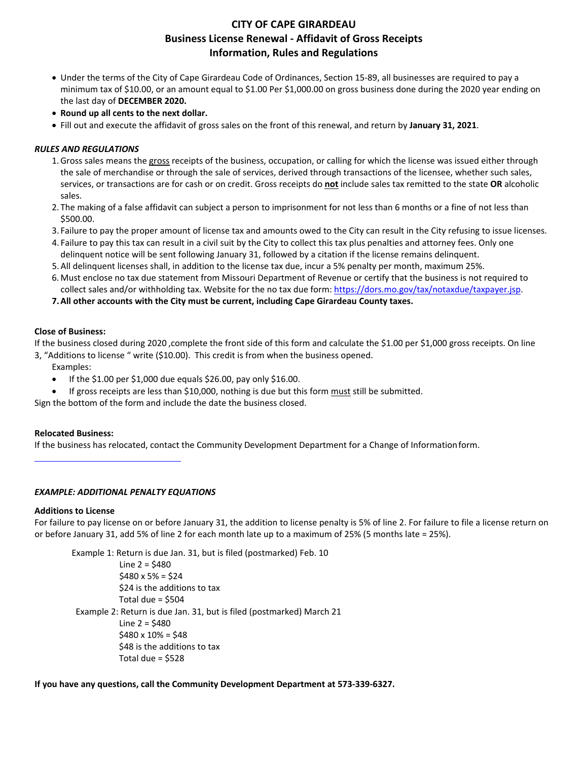# CITY OF CAPE GIRARDEAU
## Business License Renewal - Affidavit of Gross Receipts
## Information, Rules and Regulations

- Under the terms of the City of Cape Girardeau Code of Ordinances, Section 15-89, all businesses are required to pay a minimum tax of $10.00, or an amount equal to $1.00 Per $1,000.00 on gross business done during the 2020 year ending on the last day of **DECEMBER 2020.**
- **Round up all cents to the next dollar.**
- Fill out and execute the affidavit of gross sales on the front of this renewal, and return by **January 31, 2021**.

***RULES AND REGULATIONS***

1. Gross sales means the gross receipts of the business, occupation, or calling for which the license was issued either through the sale of merchandise or through the sale of services, derived through transactions of the licensee, whether such sales, services, or transactions are for cash or on credit. Gross receipts do **not** include sales tax remitted to the state **OR** alcoholic sales.
2. The making of a false affidavit can subject a person to imprisonment for not less than 6 months or a fine of not less than $500.00.
3. Failure to pay the proper amount of license tax and amounts owed to the City can result in the City refusing to issue licenses.
4. Failure to pay this tax can result in a civil suit by the City to collect this tax plus penalties and attorney fees. Only one delinquent notice will be sent following January 31, followed by a citation if the license remains delinquent.
5. All delinquent licenses shall, in addition to the license tax due, incur a 5% penalty per month, maximum 25%.
6. Must enclose no tax due statement from Missouri Department of Revenue or certify that the business is not required to collect sales and/or withholding tax. Website for the no tax due form: https://dors.mo.gov/tax/notaxdue/taxpayer.jsp.
7. **All other accounts with the City must be current, including Cape Girardeau County taxes.**

**Close of Business:**

If the business closed during 2020 ,complete the front side of this form and calculate the $1.00 per $1,000 gross receipts. On line 3, "Additions to license " write ($10.00). This credit is from when the business opened.

Examples:

- If the $1.00 per $1,000 due equals $26.00, pay only $16.00.
- If gross receipts are less than $10,000, nothing is due but this form must still be submitted.

Sign the bottom of the form and include the date the business closed.

**Relocated Business:**

If the business has relocated, contact the Community Development Department for a Change of Information form.

***EXAMPLE: ADDITIONAL PENALTY EQUATIONS***

**Additions to License**

For failure to pay license on or before January 31, the addition to license penalty is 5% of line 2. For failure to file a license return on or before January 31, add 5% of line 2 for each month late up to a maximum of 25% (5 months late = 25%).

Example 1: Return is due Jan. 31, but is filed (postmarked) Feb. 10

Line 2 = $480
$480 x 5% = $24
$24 is the additions to tax
Total due = $504

Example 2: Return is due Jan. 31, but is filed (postmarked) March 21

Line 2 = $480
$480 x 10% = $48
$48 is the additions to tax
Total due = $528

**If you have any questions, call the Community Development Department at 573-339-6327.**